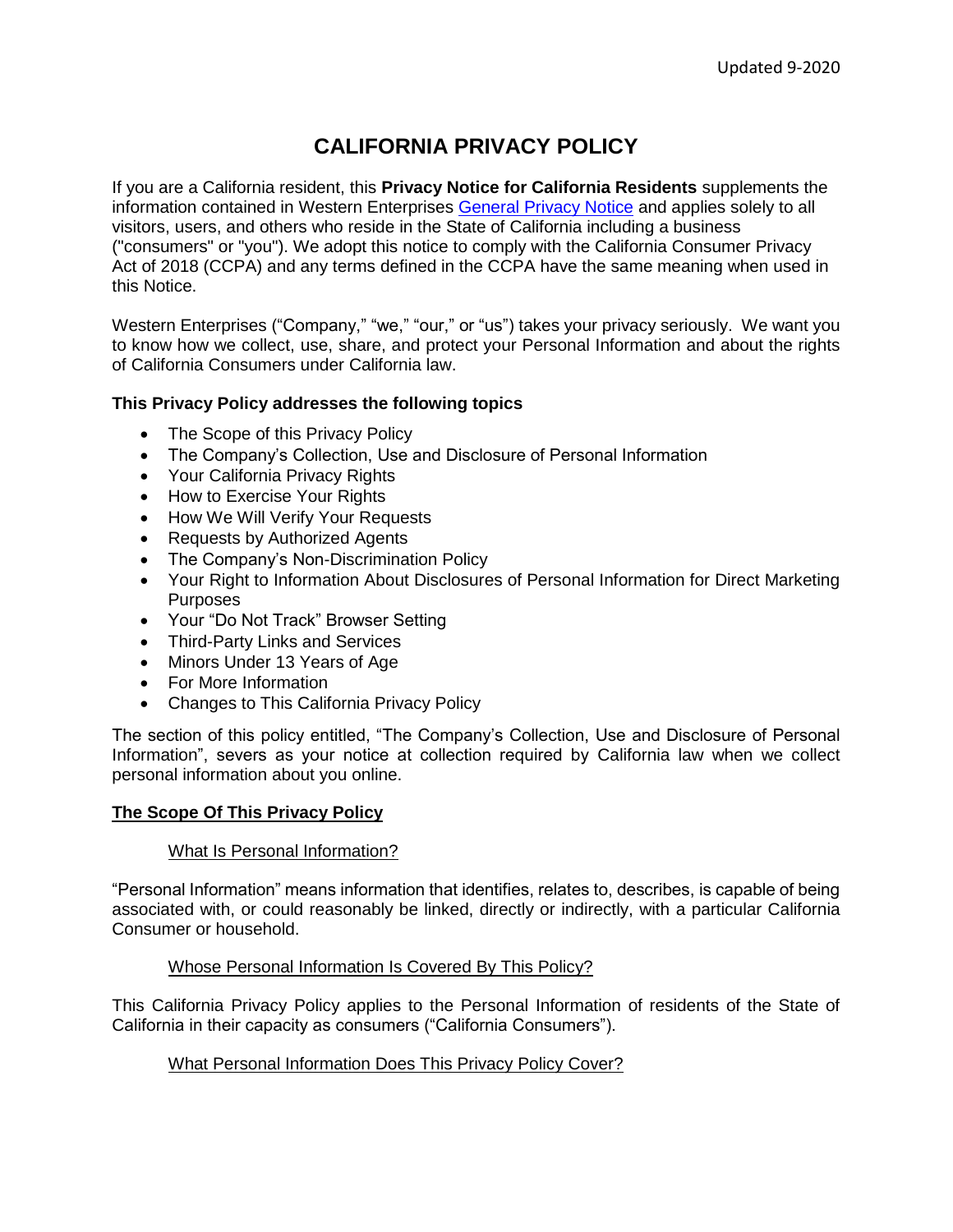Updated 9-2020

# CALIFORNIA PRIVACY POLICY

If you are a California resident, this **Privacy Notice for California Residents** supplements the information contained in Western Enterprises General Privacy Notice and applies solely to all visitors, users, and others who reside in the State of California including a business ("consumers" or "you"). We adopt this notice to comply with the California Consumer Privacy Act of 2018 (CCPA) and any terms defined in the CCPA have the same meaning when used in this Notice.

Western Enterprises ("Company," "we," "our," or "us") takes your privacy seriously. We want you to know how we collect, use, share, and protect your Personal Information and about the rights of California Consumers under California law.

**This Privacy Policy addresses the following topics**

- The Scope of this Privacy Policy
- The Company's Collection, Use and Disclosure of Personal Information
- Your California Privacy Rights
- How to Exercise Your Rights
- How We Will Verify Your Requests
- Requests by Authorized Agents
- The Company's Non-Discrimination Policy
- Your Right to Information About Disclosures of Personal Information for Direct Marketing Purposes
- Your "Do Not Track" Browser Setting
- Third-Party Links and Services
- Minors Under 13 Years of Age
- For More Information
- Changes to This California Privacy Policy

The section of this policy entitled, "The Company's Collection, Use and Disclosure of Personal Information", severs as your notice at collection required by California law when we collect personal information about you online.

## The Scope Of This Privacy Policy

### What Is Personal Information?

"Personal Information" means information that identifies, relates to, describes, is capable of being associated with, or could reasonably be linked, directly or indirectly, with a particular California Consumer or household.

### Whose Personal Information Is Covered By This Policy?

This California Privacy Policy applies to the Personal Information of residents of the State of California in their capacity as consumers ("California Consumers").

### What Personal Information Does This Privacy Policy Cover?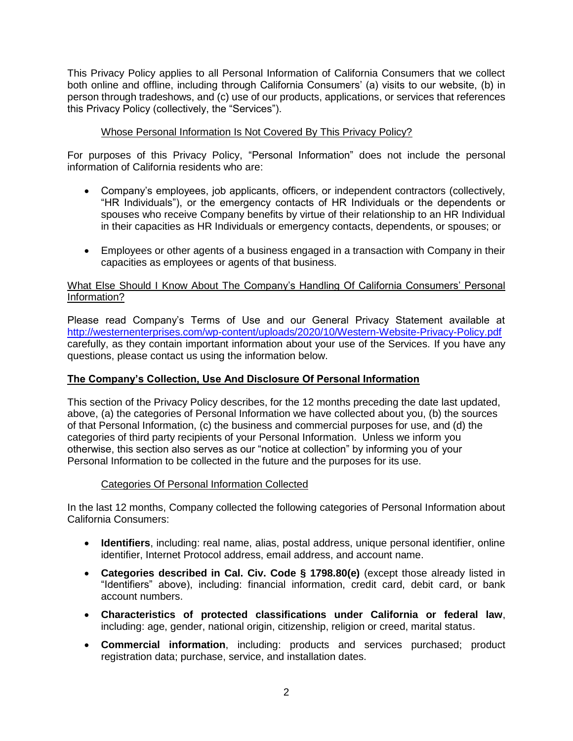This Privacy Policy applies to all Personal Information of California Consumers that we collect both online and offline, including through California Consumers' (a) visits to our website, (b) in person through tradeshows, and (c) use of our products, applications, or services that references this Privacy Policy (collectively, the "Services").

### Whose Personal Information Is Not Covered By This Privacy Policy?

For purposes of this Privacy Policy, "Personal Information" does not include the personal information of California residents who are:

- Company's employees, job applicants, officers, or independent contractors (collectively, "HR Individuals"), or the emergency contacts of HR Individuals or the dependents or spouses who receive Company benefits by virtue of their relationship to an HR Individual in their capacities as HR Individuals or emergency contacts, dependents, or spouses; or
- Employees or other agents of a business engaged in a transaction with Company in their capacities as employees or agents of that business.

### What Else Should I Know About The Company's Handling Of California Consumers' Personal Information?

Please read Company's Terms of Use and our General Privacy Statement available at http://westernenterprises.com/wp-content/uploads/2020/10/Western-Website-Privacy-Policy.pdf carefully, as they contain important information about your use of the Services. If you have any questions, please contact us using the information below.

## The Company's Collection, Use And Disclosure Of Personal Information

This section of the Privacy Policy describes, for the 12 months preceding the date last updated, above, (a) the categories of Personal Information we have collected about you, (b) the sources of that Personal Information, (c) the business and commercial purposes for use, and (d) the categories of third party recipients of your Personal Information. Unless we inform you otherwise, this section also serves as our "notice at collection" by informing you of your Personal Information to be collected in the future and the purposes for its use.

### Categories Of Personal Information Collected

In the last 12 months, Company collected the following categories of Personal Information about California Consumers:

- **Identifiers**, including: real name, alias, postal address, unique personal identifier, online identifier, Internet Protocol address, email address, and account name.
- **Categories described in Cal. Civ. Code § 1798.80(e)** (except those already listed in "Identifiers" above), including: financial information, credit card, debit card, or bank account numbers.
- **Characteristics of protected classifications under California or federal law**, including: age, gender, national origin, citizenship, religion or creed, marital status.
- **Commercial information**, including: products and services purchased; product registration data; purchase, service, and installation dates.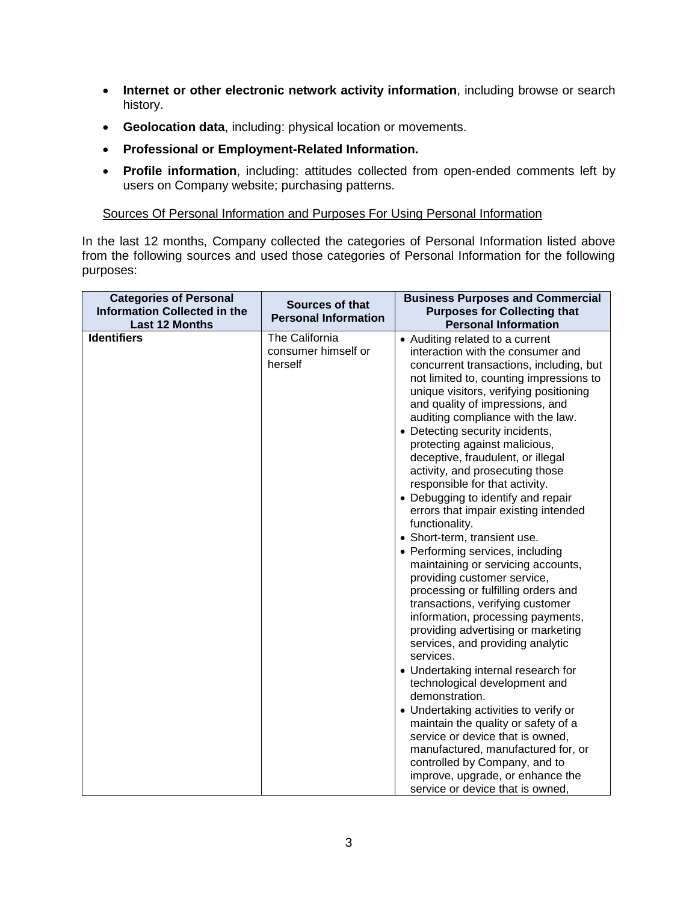- **Internet or other electronic network activity information**, including browse or search history.
- **Geolocation data**, including: physical location or movements.
- **Professional or Employment-Related Information.**
- **Profile information**, including: attitudes collected from open-ended comments left by users on Company website; purchasing patterns.

<u>Sources Of Personal Information and Purposes For Using Personal Information</u>

In the last 12 months, Company collected the categories of Personal Information listed above from the following sources and used those categories of Personal Information for the following purposes:

| Categories of Personal Information Collected in the Last 12 Months | Sources of that Personal Information | Business Purposes and Commercial Purposes for Collecting that Personal Information |
|---|---|---|
| **Identifiers** | The California consumer himself or herself | • Auditing related to a current interaction with the consumer and concurrent transactions, including, but not limited to, counting impressions to unique visitors, verifying positioning and quality of impressions, and auditing compliance with the law.<br>• Detecting security incidents, protecting against malicious, deceptive, fraudulent, or illegal activity, and prosecuting those responsible for that activity.<br>• Debugging to identify and repair errors that impair existing intended functionality.<br>• Short-term, transient use.<br>• Performing services, including maintaining or servicing accounts, providing customer service, processing or fulfilling orders and transactions, verifying customer information, processing payments, providing advertising or marketing services, and providing analytic services.<br>• Undertaking internal research for technological development and demonstration.<br>• Undertaking activities to verify or maintain the quality or safety of a service or device that is owned, manufactured, manufactured for, or controlled by Company, and to improve, upgrade, or enhance the service or device that is owned, |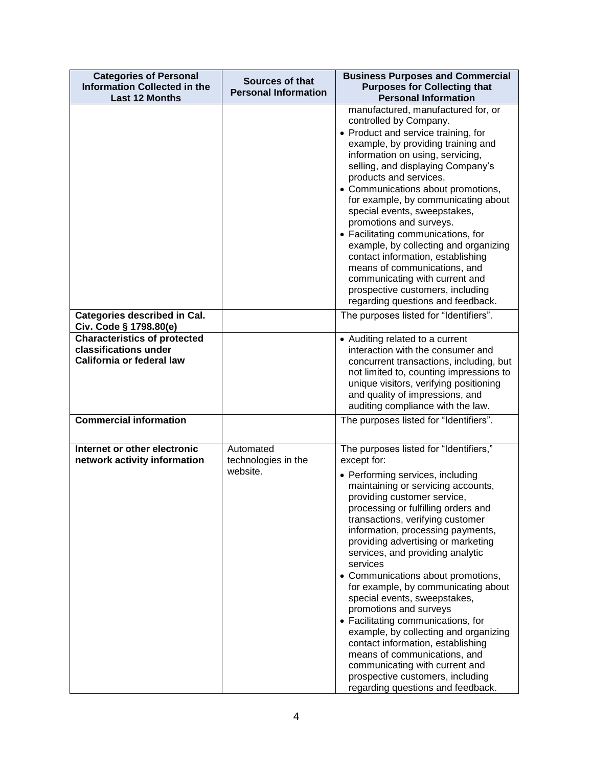| Categories of Personal Information Collected in the Last 12 Months | Sources of that Personal Information | Business Purposes and Commercial Purposes for Collecting that Personal Information |
|---|---|---|
| | | manufactured, manufactured for, or controlled by Company.<br>• Product and service training, for example, by providing training and information on using, servicing, selling, and displaying Company's products and services.<br>• Communications about promotions, for example, by communicating about special events, sweepstakes, promotions and surveys.<br>• Facilitating communications, for example, by collecting and organizing contact information, establishing means of communications, and communicating with current and prospective customers, including regarding questions and feedback. |
| **Categories described in Cal. Civ. Code § 1798.80(e)** | | The purposes listed for "Identifiers". |
| **Characteristics of protected classifications under California or federal law** | | • Auditing related to a current interaction with the consumer and concurrent transactions, including, but not limited to, counting impressions to unique visitors, verifying positioning and quality of impressions, and auditing compliance with the law. |
| **Commercial information** | | The purposes listed for "Identifiers". |
| **Internet or other electronic network activity information** | Automated technologies in the website. | The purposes listed for "Identifiers," except for:<br>• Performing services, including maintaining or servicing accounts, providing customer service, processing or fulfilling orders and transactions, verifying customer information, processing payments, providing advertising or marketing services, and providing analytic services<br>• Communications about promotions, for example, by communicating about special events, sweepstakes, promotions and surveys<br>• Facilitating communications, for example, by collecting and organizing contact information, establishing means of communications, and communicating with current and prospective customers, including regarding questions and feedback. |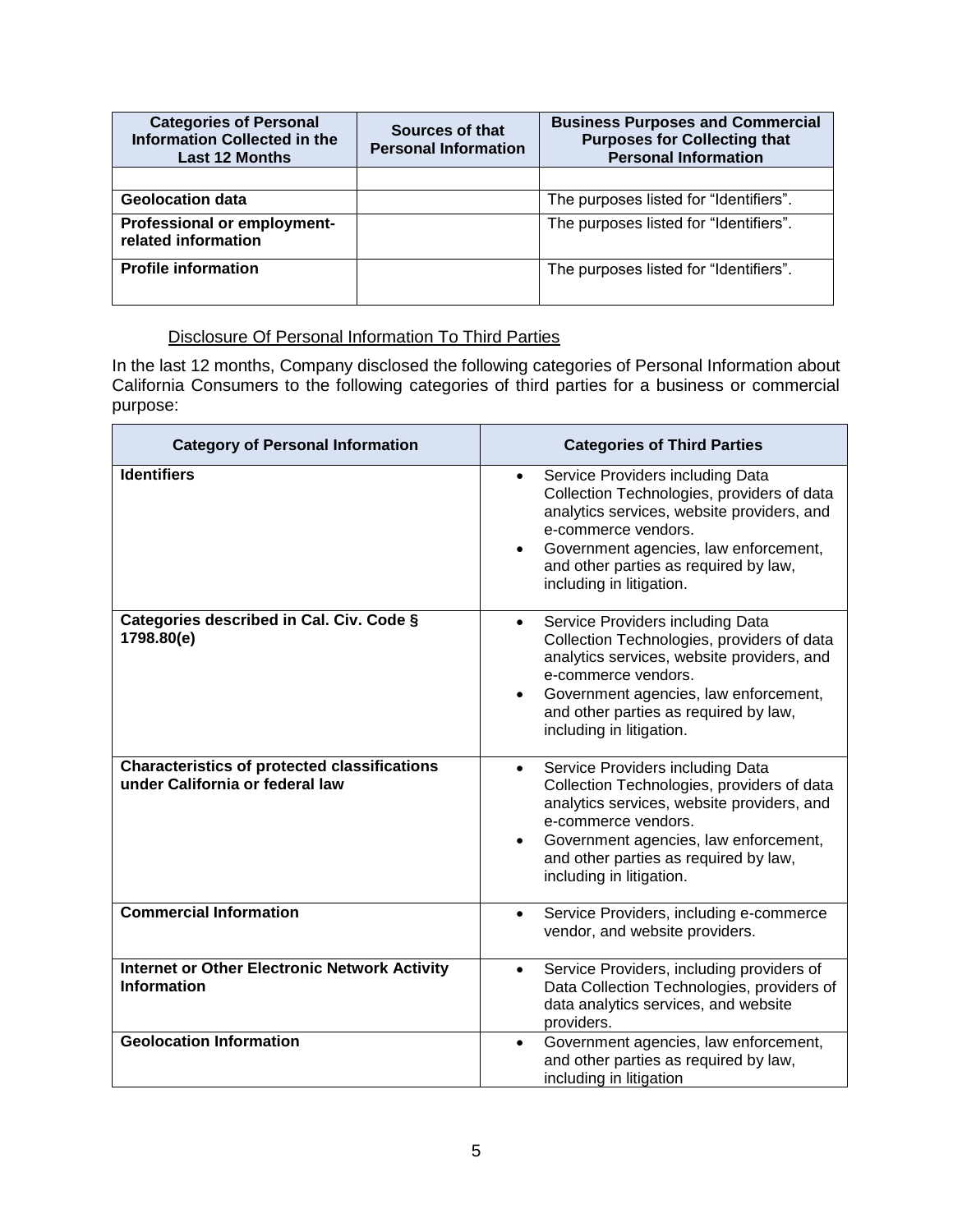| Categories of Personal Information Collected in the Last 12 Months | Sources of that Personal Information | Business Purposes and Commercial Purposes for Collecting that Personal Information |
|---|---|---|
| | | |
| **Geolocation data** | | The purposes listed for "Identifiers". |
| **Professional or employment-related information** | | The purposes listed for "Identifiers". |
| **Profile information** | | The purposes listed for "Identifiers". |

Disclosure Of Personal Information To Third Parties

In the last 12 months, Company disclosed the following categories of Personal Information about California Consumers to the following categories of third parties for a business or commercial purpose:

| Category of Personal Information | Categories of Third Parties |
|---|---|
| **Identifiers** | • Service Providers including Data Collection Technologies, providers of data analytics services, website providers, and e-commerce vendors.<br>• Government agencies, law enforcement, and other parties as required by law, including in litigation. |
| **Categories described in Cal. Civ. Code § 1798.80(e)** | • Service Providers including Data Collection Technologies, providers of data analytics services, website providers, and e-commerce vendors.<br>• Government agencies, law enforcement, and other parties as required by law, including in litigation. |
| **Characteristics of protected classifications under California or federal law** | • Service Providers including Data Collection Technologies, providers of data analytics services, website providers, and e-commerce vendors.<br>• Government agencies, law enforcement, and other parties as required by law, including in litigation. |
| **Commercial Information** | • Service Providers, including e-commerce vendor, and website providers. |
| **Internet or Other Electronic Network Activity Information** | • Service Providers, including providers of Data Collection Technologies, providers of data analytics services, and website providers. |
| **Geolocation Information** | • Government agencies, law enforcement, and other parties as required by law, including in litigation |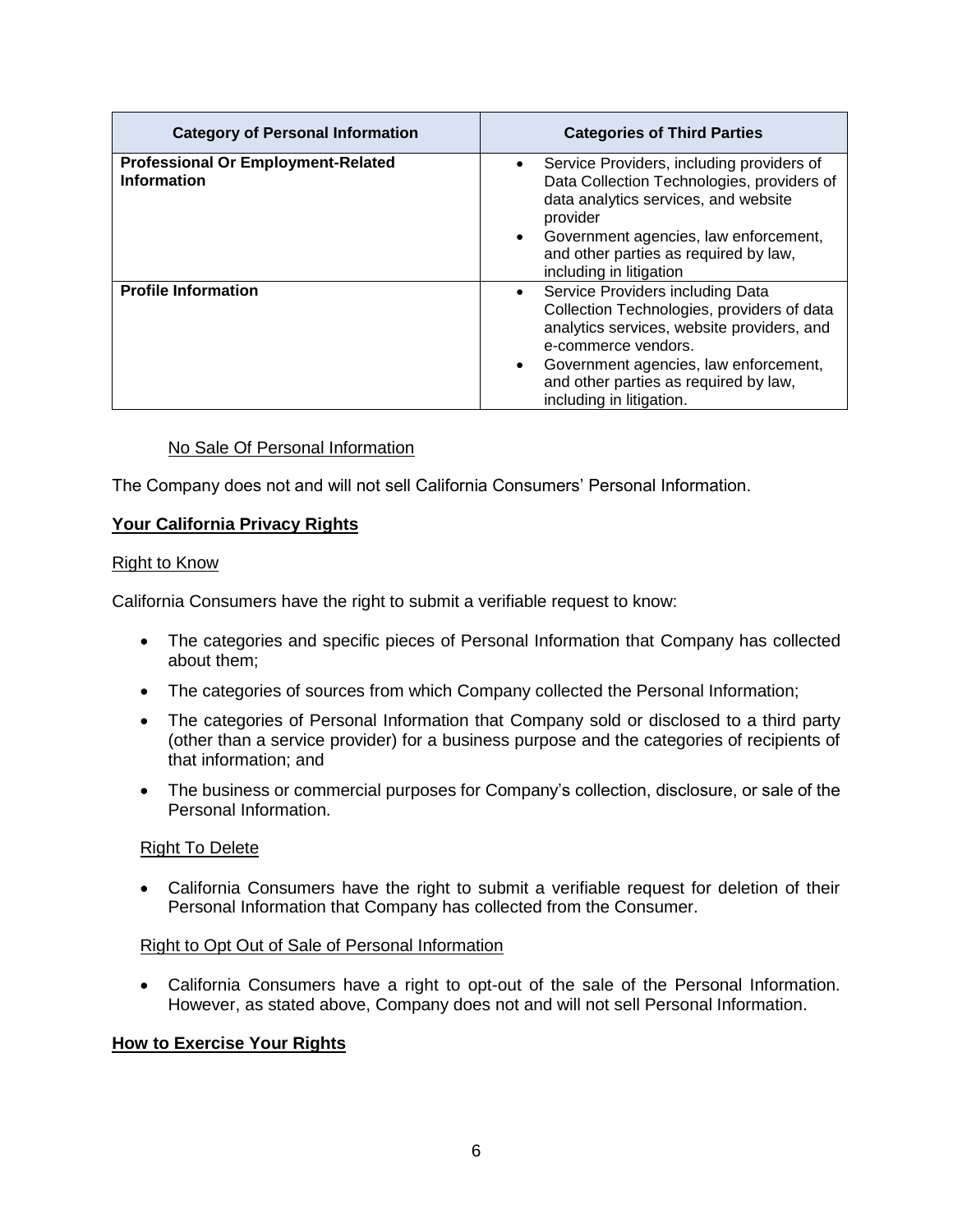| Category of Personal Information | Categories of Third Parties |
| --- | --- |
| **Professional Or Employment-Related Information** | • Service Providers, including providers of Data Collection Technologies, providers of data analytics services, and website provider<br>• Government agencies, law enforcement, and other parties as required by law, including in litigation |
| **Profile Information** | • Service Providers including Data Collection Technologies, providers of data analytics services, website providers, and e-commerce vendors.<br>• Government agencies, law enforcement, and other parties as required by law, including in litigation. |

No Sale Of Personal Information

The Company does not and will not sell California Consumers' Personal Information.

**Your California Privacy Rights**

Right to Know

California Consumers have the right to submit a verifiable request to know:

- The categories and specific pieces of Personal Information that Company has collected about them;
- The categories of sources from which Company collected the Personal Information;
- The categories of Personal Information that Company sold or disclosed to a third party (other than a service provider) for a business purpose and the categories of recipients of that information; and
- The business or commercial purposes for Company's collection, disclosure, or sale of the Personal Information.

Right To Delete

- California Consumers have the right to submit a verifiable request for deletion of their Personal Information that Company has collected from the Consumer.

Right to Opt Out of Sale of Personal Information

- California Consumers have a right to opt-out of the sale of the Personal Information. However, as stated above, Company does not and will not sell Personal Information.

**How to Exercise Your Rights**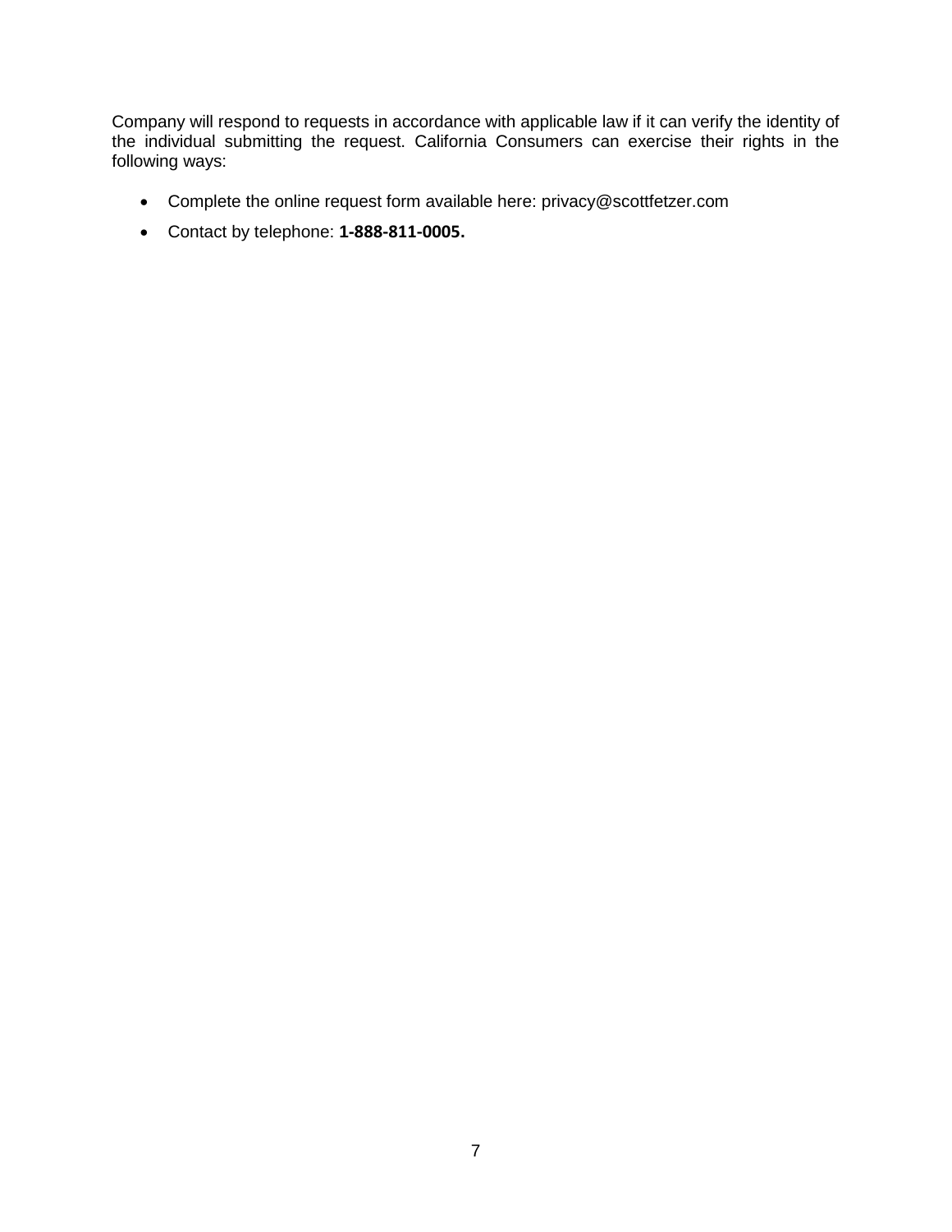Company will respond to requests in accordance with applicable law if it can verify the identity of the individual submitting the request. California Consumers can exercise their rights in the following ways:

- Complete the online request form available here: privacy@scottfetzer.com
- Contact by telephone: **1-888-811-0005.**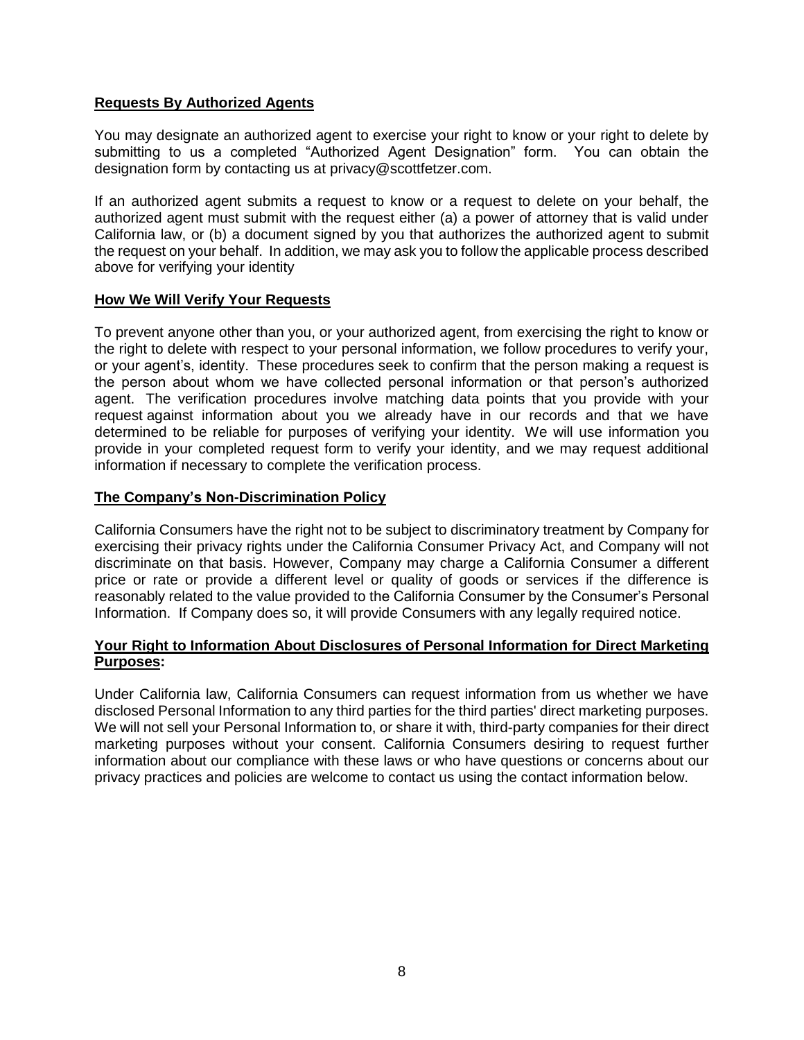## Requests By Authorized Agents

You may designate an authorized agent to exercise your right to know or your right to delete by submitting to us a completed "Authorized Agent Designation" form. You can obtain the designation form by contacting us at privacy@scottfetzer.com.

If an authorized agent submits a request to know or a request to delete on your behalf, the authorized agent must submit with the request either (a) a power of attorney that is valid under California law, or (b) a document signed by you that authorizes the authorized agent to submit the request on your behalf. In addition, we may ask you to follow the applicable process described above for verifying your identity

## How We Will Verify Your Requests

To prevent anyone other than you, or your authorized agent, from exercising the right to know or the right to delete with respect to your personal information, we follow procedures to verify your, or your agent's, identity. These procedures seek to confirm that the person making a request is the person about whom we have collected personal information or that person's authorized agent. The verification procedures involve matching data points that you provide with your request against information about you we already have in our records and that we have determined to be reliable for purposes of verifying your identity. We will use information you provide in your completed request form to verify your identity, and we may request additional information if necessary to complete the verification process.

## The Company's Non-Discrimination Policy

California Consumers have the right not to be subject to discriminatory treatment by Company for exercising their privacy rights under the California Consumer Privacy Act, and Company will not discriminate on that basis. However, Company may charge a California Consumer a different price or rate or provide a different level or quality of goods or services if the difference is reasonably related to the value provided to the California Consumer by the Consumer's Personal Information. If Company does so, it will provide Consumers with any legally required notice.

## Your Right to Information About Disclosures of Personal Information for Direct Marketing Purposes:

Under California law, California Consumers can request information from us whether we have disclosed Personal Information to any third parties for the third parties' direct marketing purposes. We will not sell your Personal Information to, or share it with, third-party companies for their direct marketing purposes without your consent. California Consumers desiring to request further information about our compliance with these laws or who have questions or concerns about our privacy practices and policies are welcome to contact us using the contact information below.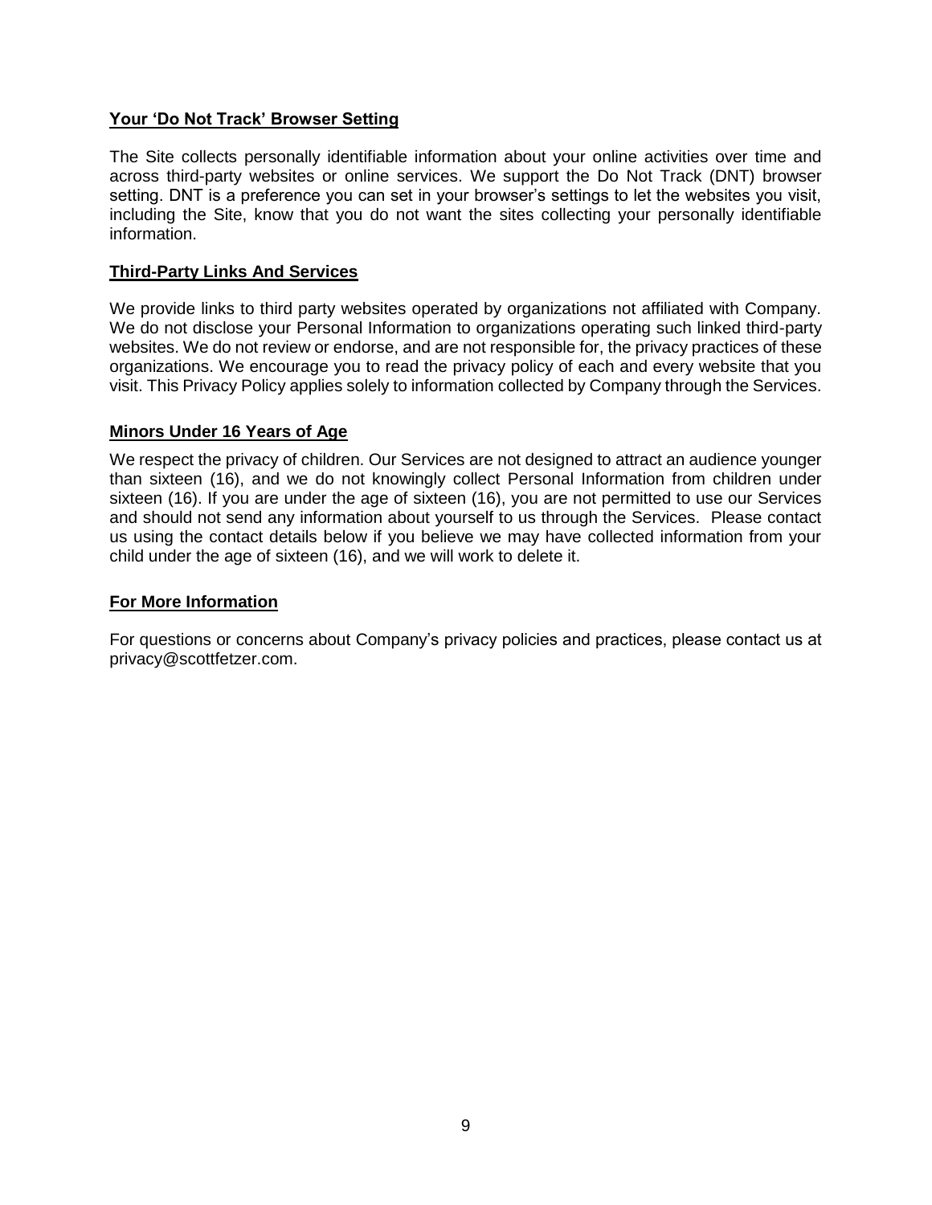## Your 'Do Not Track' Browser Setting

The Site collects personally identifiable information about your online activities over time and across third-party websites or online services. We support the Do Not Track (DNT) browser setting. DNT is a preference you can set in your browser's settings to let the websites you visit, including the Site, know that you do not want the sites collecting your personally identifiable information.

## Third-Party Links And Services

We provide links to third party websites operated by organizations not affiliated with Company. We do not disclose your Personal Information to organizations operating such linked third-party websites. We do not review or endorse, and are not responsible for, the privacy practices of these organizations. We encourage you to read the privacy policy of each and every website that you visit. This Privacy Policy applies solely to information collected by Company through the Services.

## Minors Under 16 Years of Age

We respect the privacy of children. Our Services are not designed to attract an audience younger than sixteen (16), and we do not knowingly collect Personal Information from children under sixteen (16). If you are under the age of sixteen (16), you are not permitted to use our Services and should not send any information about yourself to us through the Services. Please contact us using the contact details below if you believe we may have collected information from your child under the age of sixteen (16), and we will work to delete it.

## For More Information

For questions or concerns about Company's privacy policies and practices, please contact us at privacy@scottfetzer.com.